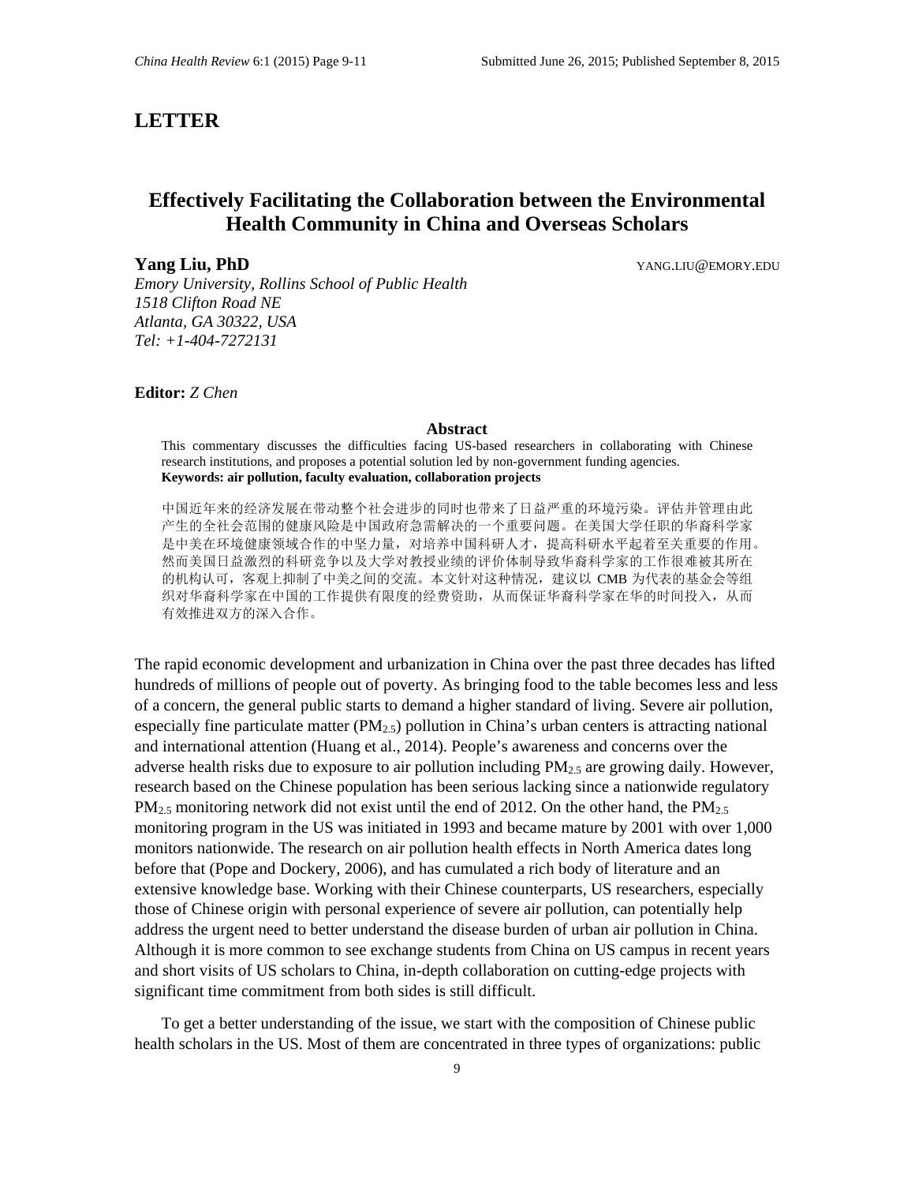## LETTER

# Effectively Facilitating the Collaboration between the Environmental Health Community in China and Overseas Scholars

**Yang Liu, PhD** YANG.LIU@EMORY.EDU

*Emory University, Rollins School of Public Health*
*1518 Clifton Road NE*
*Atlanta, GA 30322, USA*
*Tel: +1-404-7272131*

**Editor:** *Z Chen*

### Abstract

This commentary discusses the difficulties facing US-based researchers in collaborating with Chinese research institutions, and proposes a potential solution led by non-government funding agencies.

**Keywords: air pollution, faculty evaluation, collaboration projects**

中国近年来的经济发展在带动整个社会进步的同时也带来了日益严重的环境污染。评估并管理由此产生的全社会范围的健康风险是中国政府急需解决的一个重要问题。在美国大学任职的华裔科学家是中美在环境健康领域合作的中坚力量，对培养中国科研人才，提高科研水平起着至关重要的作用。然而美国日益激烈的科研竞争以及大学对教授业绩的评价体制导致华裔科学家的工作很难被其所在的机构认可，客观上抑制了中美之间的交流。本文针对这种情况，建议以 CMB 为代表的基金会等组织对华裔科学家在中国的工作提供有限度的经费资助，从而保证华裔科学家在华的时间投入，从而有效推进双方的深入合作。

The rapid economic development and urbanization in China over the past three decades has lifted hundreds of millions of people out of poverty. As bringing food to the table becomes less and less of a concern, the general public starts to demand a higher standard of living. Severe air pollution, especially fine particulate matter ($PM_{2.5}$) pollution in China's urban centers is attracting national and international attention (Huang et al., 2014). People's awareness and concerns over the adverse health risks due to exposure to air pollution including $PM_{2.5}$ are growing daily. However, research based on the Chinese population has been serious lacking since a nationwide regulatory $PM_{2.5}$ monitoring network did not exist until the end of 2012. On the other hand, the $PM_{2.5}$ monitoring program in the US was initiated in 1993 and became mature by 2001 with over 1,000 monitors nationwide. The research on air pollution health effects in North America dates long before that (Pope and Dockery, 2006), and has cumulated a rich body of literature and an extensive knowledge base. Working with their Chinese counterparts, US researchers, especially those of Chinese origin with personal experience of severe air pollution, can potentially help address the urgent need to better understand the disease burden of urban air pollution in China. Although it is more common to see exchange students from China on US campus in recent years and short visits of US scholars to China, in-depth collaboration on cutting-edge projects with significant time commitment from both sides is still difficult.

To get a better understanding of the issue, we start with the composition of Chinese public health scholars in the US. Most of them are concentrated in three types of organizations: public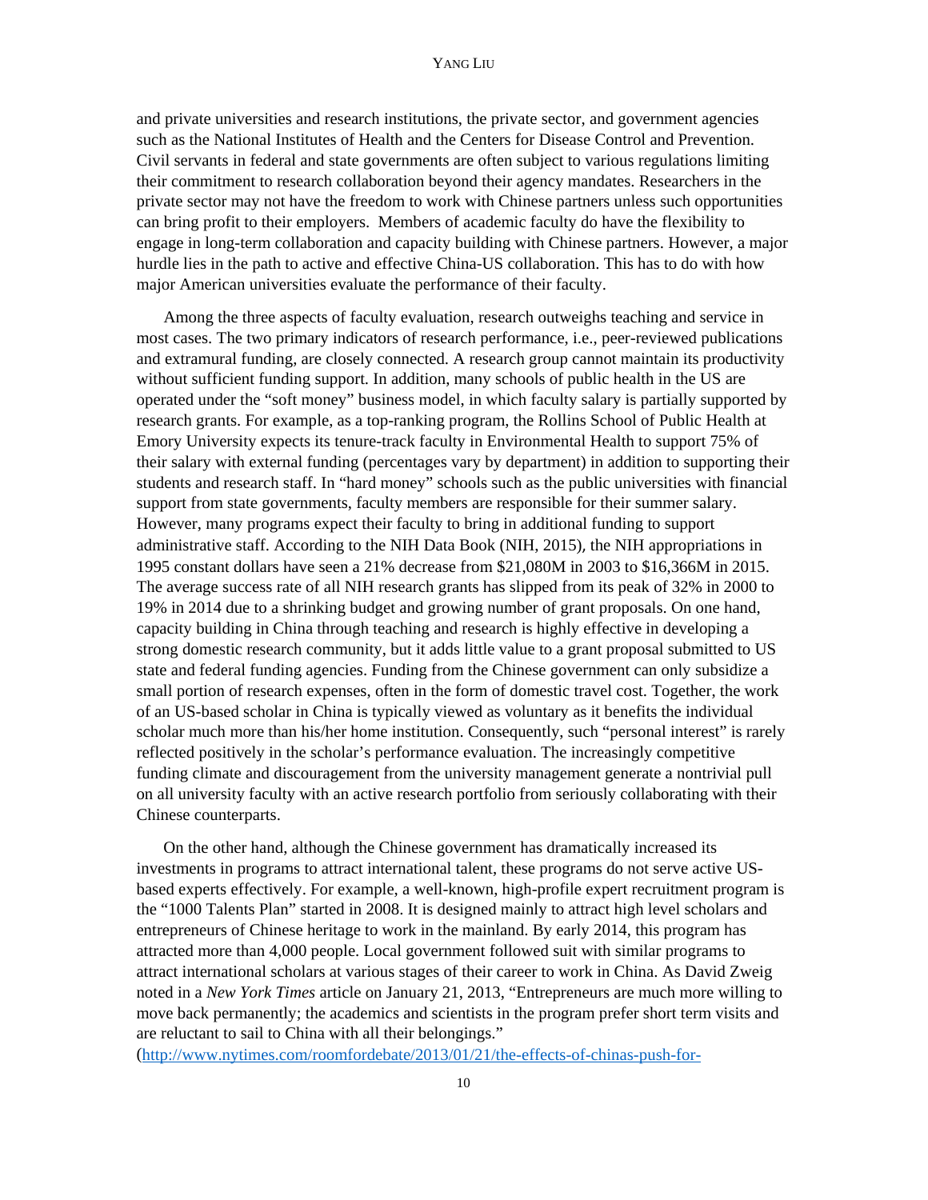and private universities and research institutions, the private sector, and government agencies such as the National Institutes of Health and the Centers for Disease Control and Prevention. Civil servants in federal and state governments are often subject to various regulations limiting their commitment to research collaboration beyond their agency mandates. Researchers in the private sector may not have the freedom to work with Chinese partners unless such opportunities can bring profit to their employers. Members of academic faculty do have the flexibility to engage in long-term collaboration and capacity building with Chinese partners. However, a major hurdle lies in the path to active and effective China-US collaboration. This has to do with how major American universities evaluate the performance of their faculty.

Among the three aspects of faculty evaluation, research outweighs teaching and service in most cases. The two primary indicators of research performance, i.e., peer-reviewed publications and extramural funding, are closely connected. A research group cannot maintain its productivity without sufficient funding support. In addition, many schools of public health in the US are operated under the "soft money" business model, in which faculty salary is partially supported by research grants. For example, as a top-ranking program, the Rollins School of Public Health at Emory University expects its tenure-track faculty in Environmental Health to support 75% of their salary with external funding (percentages vary by department) in addition to supporting their students and research staff. In "hard money" schools such as the public universities with financial support from state governments, faculty members are responsible for their summer salary. However, many programs expect their faculty to bring in additional funding to support administrative staff. According to the NIH Data Book (NIH, 2015), the NIH appropriations in 1995 constant dollars have seen a 21% decrease from $21,080M in 2003 to $16,366M in 2015. The average success rate of all NIH research grants has slipped from its peak of 32% in 2000 to 19% in 2014 due to a shrinking budget and growing number of grant proposals. On one hand, capacity building in China through teaching and research is highly effective in developing a strong domestic research community, but it adds little value to a grant proposal submitted to US state and federal funding agencies. Funding from the Chinese government can only subsidize a small portion of research expenses, often in the form of domestic travel cost. Together, the work of an US-based scholar in China is typically viewed as voluntary as it benefits the individual scholar much more than his/her home institution. Consequently, such "personal interest" is rarely reflected positively in the scholar's performance evaluation. The increasingly competitive funding climate and discouragement from the university management generate a nontrivial pull on all university faculty with an active research portfolio from seriously collaborating with their Chinese counterparts.

On the other hand, although the Chinese government has dramatically increased its investments in programs to attract international talent, these programs do not serve active US-based experts effectively. For example, a well-known, high-profile expert recruitment program is the "1000 Talents Plan" started in 2008. It is designed mainly to attract high level scholars and entrepreneurs of Chinese heritage to work in the mainland. By early 2014, this program has attracted more than 4,000 people. Local government followed suit with similar programs to attract international scholars at various stages of their career to work in China. As David Zweig noted in a *New York Times* article on January 21, 2013, "Entrepreneurs are much more willing to move back permanently; the academics and scientists in the program prefer short term visits and are reluctant to sail to China with all their belongings."
(http://www.nytimes.com/roomfordebate/2013/01/21/the-effects-of-chinas-push-for-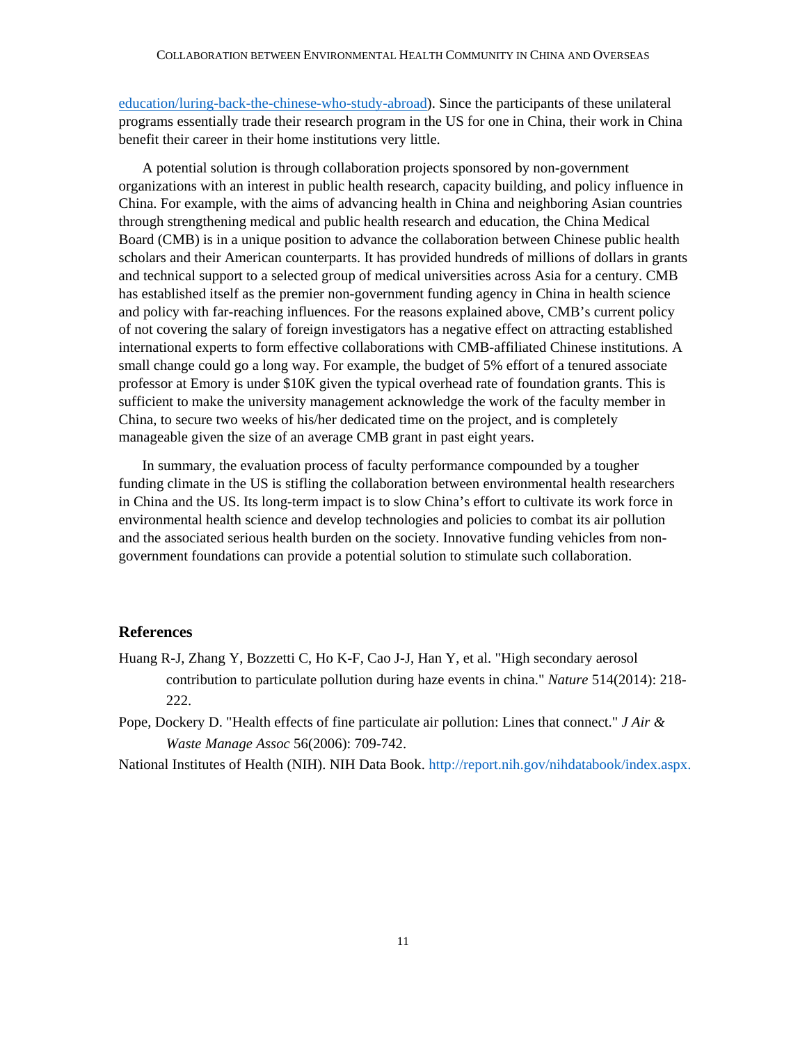education/luring-back-the-chinese-who-study-abroad). Since the participants of these unilateral programs essentially trade their research program in the US for one in China, their work in China benefit their career in their home institutions very little.

A potential solution is through collaboration projects sponsored by non-government organizations with an interest in public health research, capacity building, and policy influence in China. For example, with the aims of advancing health in China and neighboring Asian countries through strengthening medical and public health research and education, the China Medical Board (CMB) is in a unique position to advance the collaboration between Chinese public health scholars and their American counterparts. It has provided hundreds of millions of dollars in grants and technical support to a selected group of medical universities across Asia for a century. CMB has established itself as the premier non-government funding agency in China in health science and policy with far-reaching influences. For the reasons explained above, CMB's current policy of not covering the salary of foreign investigators has a negative effect on attracting established international experts to form effective collaborations with CMB-affiliated Chinese institutions. A small change could go a long way. For example, the budget of 5% effort of a tenured associate professor at Emory is under $10K given the typical overhead rate of foundation grants. This is sufficient to make the university management acknowledge the work of the faculty member in China, to secure two weeks of his/her dedicated time on the project, and is completely manageable given the size of an average CMB grant in past eight years.

In summary, the evaluation process of faculty performance compounded by a tougher funding climate in the US is stifling the collaboration between environmental health researchers in China and the US. Its long-term impact is to slow China's effort to cultivate its work force in environmental health science and develop technologies and policies to combat its air pollution and the associated serious health burden on the society. Innovative funding vehicles from non-government foundations can provide a potential solution to stimulate such collaboration.

## References

Huang R-J, Zhang Y, Bozzetti C, Ho K-F, Cao J-J, Han Y, et al. "High secondary aerosol contribution to particulate pollution during haze events in china." *Nature* 514(2014): 218-222.

Pope, Dockery D. "Health effects of fine particulate air pollution: Lines that connect." *J Air & Waste Manage Assoc* 56(2006): 709-742.

National Institutes of Health (NIH). NIH Data Book. http://report.nih.gov/nihdatabook/index.aspx.